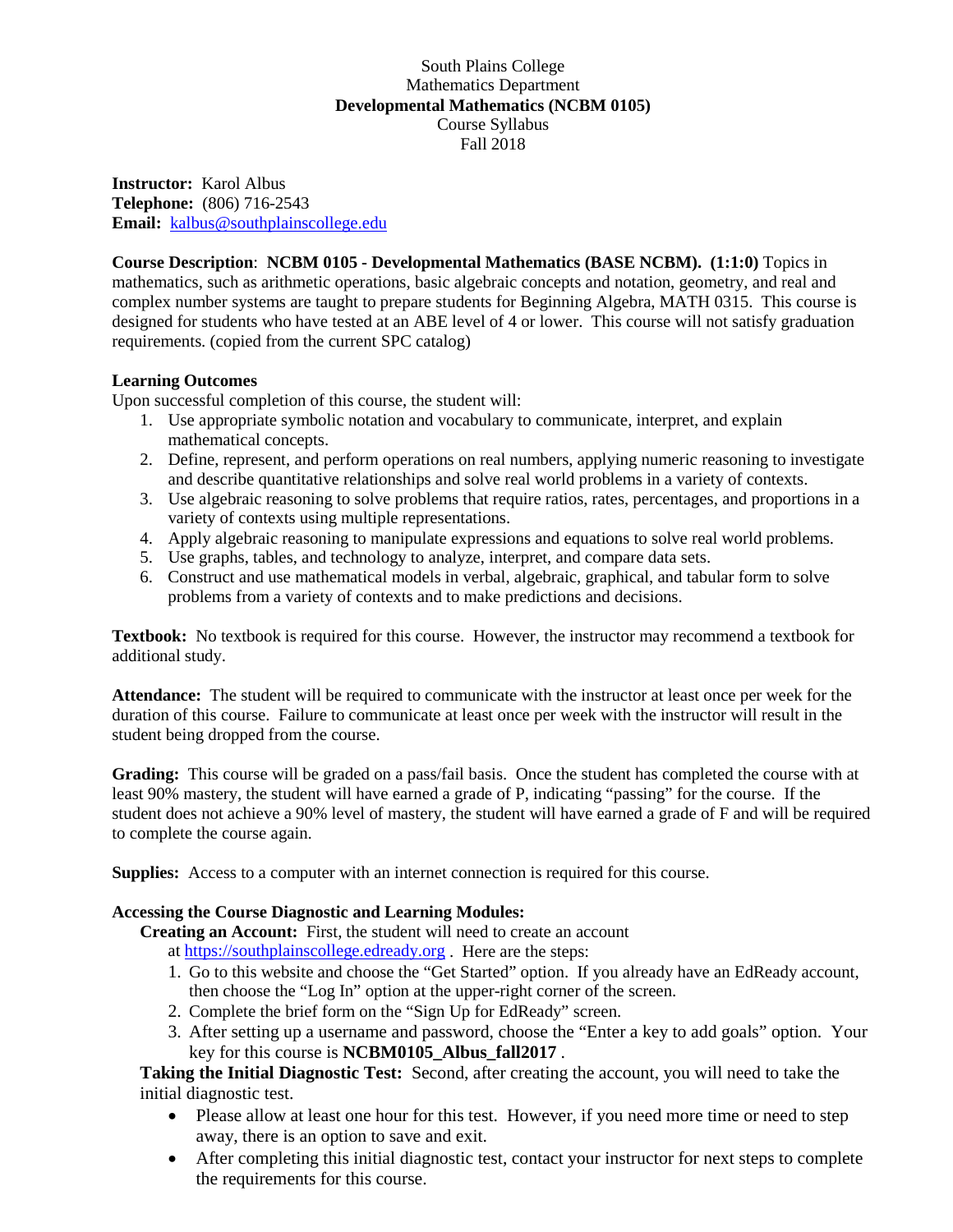South Plains College
Mathematics Department
**Developmental Mathematics (NCBM 0105)**
Course Syllabus
Fall 2018

**Instructor:** Karol Albus
**Telephone:** (806) 716-2543
**Email:** [kalbus@southplainscollege.edu](mailto:kalbus@southplainscollege.edu)

**Course Description**: **NCBM 0105 - Developmental Mathematics (BASE NCBM). (1:1:0)** Topics in mathematics, such as arithmetic operations, basic algebraic concepts and notation, geometry, and real and complex number systems are taught to prepare students for Beginning Algebra, MATH 0315. This course is designed for students who have tested at an ABE level of 4 or lower. This course will not satisfy graduation requirements. (copied from the current SPC catalog)

**Learning Outcomes**
Upon successful completion of this course, the student will:

1. Use appropriate symbolic notation and vocabulary to communicate, interpret, and explain mathematical concepts.
2. Define, represent, and perform operations on real numbers, applying numeric reasoning to investigate and describe quantitative relationships and solve real world problems in a variety of contexts.
3. Use algebraic reasoning to solve problems that require ratios, rates, percentages, and proportions in a variety of contexts using multiple representations.
4. Apply algebraic reasoning to manipulate expressions and equations to solve real world problems.
5. Use graphs, tables, and technology to analyze, interpret, and compare data sets.
6. Construct and use mathematical models in verbal, algebraic, graphical, and tabular form to solve problems from a variety of contexts and to make predictions and decisions.

**Textbook:** No textbook is required for this course. However, the instructor may recommend a textbook for additional study.

**Attendance:** The student will be required to communicate with the instructor at least once per week for the duration of this course. Failure to communicate at least once per week with the instructor will result in the student being dropped from the course.

**Grading:** This course will be graded on a pass/fail basis. Once the student has completed the course with at least 90% mastery, the student will have earned a grade of P, indicating "passing" for the course. If the student does not achieve a 90% level of mastery, the student will have earned a grade of F and will be required to complete the course again.

**Supplies:** Access to a computer with an internet connection is required for this course.

**Accessing the Course Diagnostic and Learning Modules:**

**Creating an Account:** First, the student will need to create an account at [https://southplainscollege.edready.org](https://southplainscollege.edready.org) . Here are the steps:

1. Go to this website and choose the "Get Started" option. If you already have an EdReady account, then choose the "Log In" option at the upper-right corner of the screen.
2. Complete the brief form on the "Sign Up for EdReady" screen.
3. After setting up a username and password, choose the "Enter a key to add goals" option. Your key for this course is **NCBM0105_Albus_fall2017** .

**Taking the Initial Diagnostic Test:** Second, after creating the account, you will need to take the initial diagnostic test.

- Please allow at least one hour for this test. However, if you need more time or need to step away, there is an option to save and exit.
- After completing this initial diagnostic test, contact your instructor for next steps to complete the requirements for this course.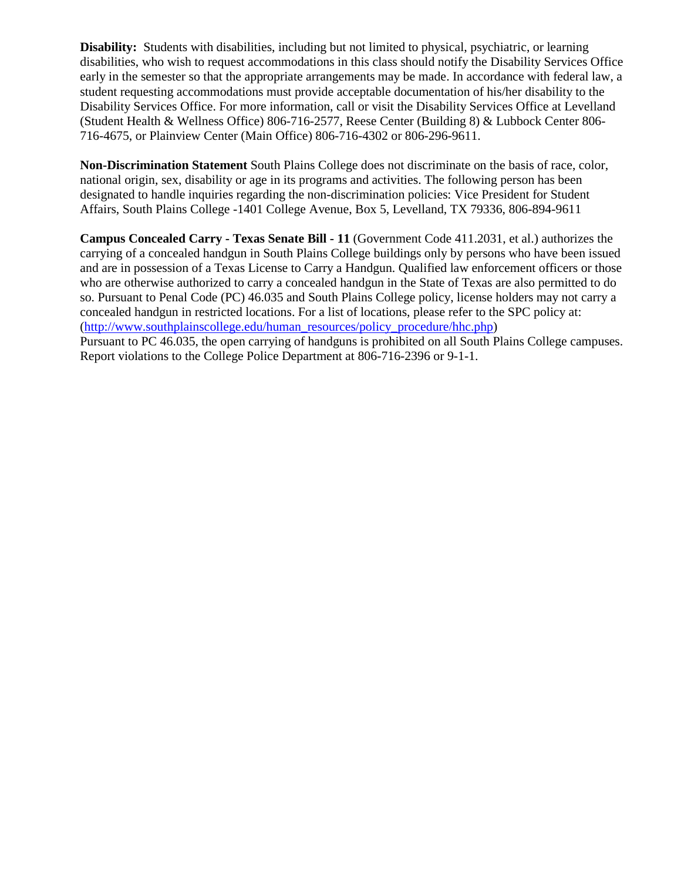**Disability:** Students with disabilities, including but not limited to physical, psychiatric, or learning disabilities, who wish to request accommodations in this class should notify the Disability Services Office early in the semester so that the appropriate arrangements may be made. In accordance with federal law, a student requesting accommodations must provide acceptable documentation of his/her disability to the Disability Services Office. For more information, call or visit the Disability Services Office at Levelland (Student Health & Wellness Office) 806-716-2577, Reese Center (Building 8) & Lubbock Center 806-716-4675, or Plainview Center (Main Office) 806-716-4302 or 806-296-9611.

**Non-Discrimination Statement** South Plains College does not discriminate on the basis of race, color, national origin, sex, disability or age in its programs and activities. The following person has been designated to handle inquiries regarding the non-discrimination policies: Vice President for Student Affairs, South Plains College -1401 College Avenue, Box 5, Levelland, TX 79336, 806-894-9611

**Campus Concealed Carry - Texas Senate Bill - 11** (Government Code 411.2031, et al.) authorizes the carrying of a concealed handgun in South Plains College buildings only by persons who have been issued and are in possession of a Texas License to Carry a Handgun. Qualified law enforcement officers or those who are otherwise authorized to carry a concealed handgun in the State of Texas are also permitted to do so. Pursuant to Penal Code (PC) 46.035 and South Plains College policy, license holders may not carry a concealed handgun in restricted locations. For a list of locations, please refer to the SPC policy at: (http://www.southplainscollege.edu/human_resources/policy_procedure/hhc.php)
Pursuant to PC 46.035, the open carrying of handguns is prohibited on all South Plains College campuses. Report violations to the College Police Department at 806-716-2396 or 9-1-1.